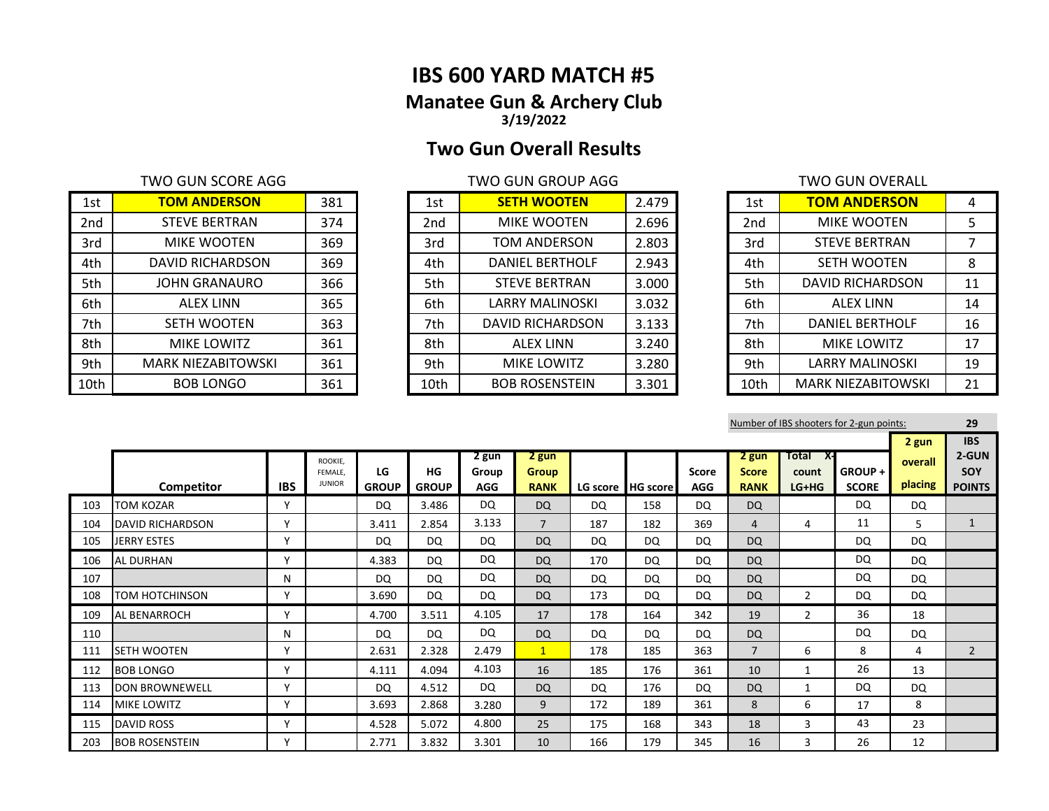# IBS 600 YARD MATCH #5

## Manatee Gun & Archery Club

**3/19/2022**

## Two Gun Overall Results

TWO GUN SCORE AGG

| | | |
|---|---|---|
| 1st | **TOM ANDERSON** | 381 |
| 2nd | STEVE BERTRAN | 374 |
| 3rd | MIKE WOOTEN | 369 |
| 4th | DAVID RICHARDSON | 369 |
| 5th | JOHN GRANAURO | 366 |
| 6th | ALEX LINN | 365 |
| 7th | SETH WOOTEN | 363 |
| 8th | MIKE LOWITZ | 361 |
| 9th | MARK NIEZABITOWSKI | 361 |
| 10th | BOB LONGO | 361 |

TWO GUN GROUP AGG

| | | |
|---|---|---|
| 1st | **SETH WOOTEN** | 2.479 |
| 2nd | MIKE WOOTEN | 2.696 |
| 3rd | TOM ANDERSON | 2.803 |
| 4th | DANIEL BERTHOLF | 2.943 |
| 5th | STEVE BERTRAN | 3.000 |
| 6th | LARRY MALINOSKI | 3.032 |
| 7th | DAVID RICHARDSON | 3.133 |
| 8th | ALEX LINN | 3.240 |
| 9th | MIKE LOWITZ | 3.280 |
| 10th | BOB ROSENSTEIN | 3.301 |

TWO GUN OVERALL

| | | |
|---|---|---|
| 1st | **TOM ANDERSON** | 4 |
| 2nd | MIKE WOOTEN | 5 |
| 3rd | STEVE BERTRAN | 7 |
| 4th | SETH WOOTEN | 8 |
| 5th | DAVID RICHARDSON | 11 |
| 6th | ALEX LINN | 14 |
| 7th | DANIEL BERTHOLF | 16 |
| 8th | MIKE LOWITZ | 17 |
| 9th | LARRY MALINOSKI | 19 |
| 10th | MARK NIEZABITOWSKI | 21 |

Number of IBS shooters for 2-gun points: **29**

| | Competitor | IBS | ROOKIE, FEMALE, JUNIOR | LG GROUP | HG GROUP | 2 gun Group AGG | 2 gun Group RANK | LG score | HG score | Score AGG | 2 gun Score RANK | Total X-count LG+HG | GROUP + SCORE | 2 gun overall placing | IBS 2-GUN SOY POINTS |
|---|---|---|---|---|---|---|---|---|---|---|---|---|---|---|---|
| 103 | TOM KOZAR | Y | | DQ | 3.486 | DQ | DQ | DQ | 158 | DQ | DQ | | DQ | DQ | |
| 104 | DAVID RICHARDSON | Y | | 3.411 | 2.854 | 3.133 | 7 | 187 | 182 | 369 | 4 | 4 | 11 | 5 | 1 |
| 105 | JERRY ESTES | Y | | DQ | DQ | DQ | DQ | DQ | DQ | DQ | DQ | | DQ | DQ | |
| 106 | AL DURHAN | Y | | 4.383 | DQ | DQ | DQ | 170 | DQ | DQ | DQ | | DQ | DQ | |
| 107 | | N | | DQ | DQ | DQ | DQ | DQ | DQ | DQ | DQ | | DQ | DQ | |
| 108 | TOM HOTCHINSON | Y | | 3.690 | DQ | DQ | DQ | 173 | DQ | DQ | DQ | 2 | DQ | DQ | |
| 109 | AL BENARROCH | Y | | 4.700 | 3.511 | 4.105 | 17 | 178 | 164 | 342 | 19 | 2 | 36 | 18 | |
| 110 | | N | | DQ | DQ | DQ | DQ | DQ | DQ | DQ | DQ | | DQ | DQ | |
| 111 | SETH WOOTEN | Y | | 2.631 | 2.328 | 2.479 | 1 | 178 | 185 | 363 | 7 | 6 | 8 | 4 | 2 |
| 112 | BOB LONGO | Y | | 4.111 | 4.094 | 4.103 | 16 | 185 | 176 | 361 | 10 | 1 | 26 | 13 | |
| 113 | DON BROWNEWELL | Y | | DQ | 4.512 | DQ | DQ | DQ | 176 | DQ | DQ | 1 | DQ | DQ | |
| 114 | MIKE LOWITZ | Y | | 3.693 | 2.868 | 3.280 | 9 | 172 | 189 | 361 | 8 | 6 | 17 | 8 | |
| 115 | DAVID ROSS | Y | | 4.528 | 5.072 | 4.800 | 25 | 175 | 168 | 343 | 18 | 3 | 43 | 23 | |
| 203 | BOB ROSENSTEIN | Y | | 2.771 | 3.832 | 3.301 | 10 | 166 | 179 | 345 | 16 | 3 | 26 | 12 | |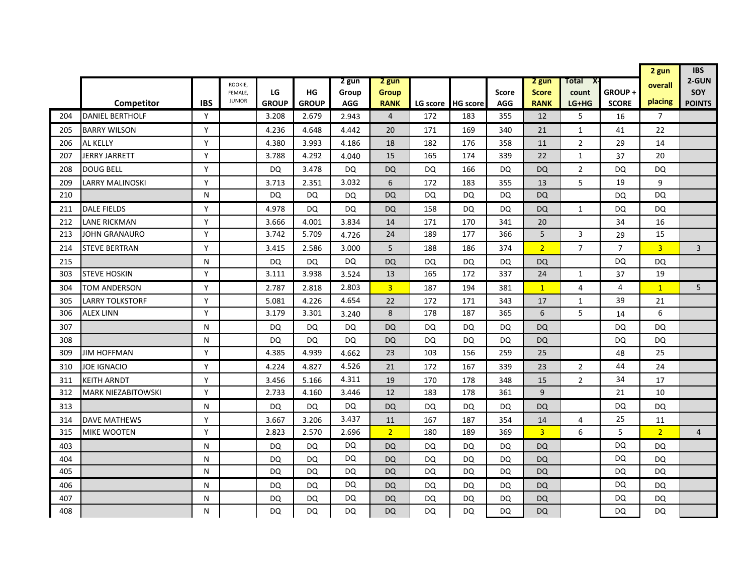|  | Competitor | IBS | ROOKIE, FEMALE, JUNIOR | LG GROUP | HG GROUP | 2 gun Group AGG | 2 gun Group RANK | LG score | HG score | Score AGG | 2 gun Score RANK | Total X-count LG+HG | GROUP + SCORE | 2 gun overall placing | IBS 2-GUN SOY POINTS |
|---|---|---|---|---|---|---|---|---|---|---|---|---|---|---|---|
| 204 | DANIEL BERTHOLF | Y |  | 3.208 | 2.679 | 2.943 | 4 | 172 | 183 | 355 | 12 | 5 | 16 | 7 |  |
| 205 | BARRY WILSON | Y |  | 4.236 | 4.648 | 4.442 | 20 | 171 | 169 | 340 | 21 | 1 | 41 | 22 |  |
| 206 | AL KELLY | Y |  | 4.380 | 3.993 | 4.186 | 18 | 182 | 176 | 358 | 11 | 2 | 29 | 14 |  |
| 207 | JERRY JARRETT | Y |  | 3.788 | 4.292 | 4.040 | 15 | 165 | 174 | 339 | 22 | 1 | 37 | 20 |  |
| 208 | DOUG BELL | Y |  | DQ | 3.478 | DQ | DQ | DQ | 166 | DQ | DQ | 2 | DQ | DQ |  |
| 209 | LARRY MALINOSKI | Y |  | 3.713 | 2.351 | 3.032 | 6 | 172 | 183 | 355 | 13 | 5 | 19 | 9 |  |
| 210 |  | N |  | DQ | DQ | DQ | DQ | DQ | DQ | DQ | DQ |  | DQ | DQ |  |
| 211 | DALE FIELDS | Y |  | 4.978 | DQ | DQ | DQ | 158 | DQ | DQ | DQ | 1 | DQ | DQ |  |
| 212 | LANE RICKMAN | Y |  | 3.666 | 4.001 | 3.834 | 14 | 171 | 170 | 341 | 20 |  | 34 | 16 |  |
| 213 | JOHN GRANAURO | Y |  | 3.742 | 5.709 | 4.726 | 24 | 189 | 177 | 366 | 5 | 3 | 29 | 15 |  |
| 214 | STEVE BERTRAN | Y |  | 3.415 | 2.586 | 3.000 | 5 | 188 | 186 | 374 | 2 | 7 | 7 | 3 | 3 |
| 215 |  | N |  | DQ | DQ | DQ | DQ | DQ | DQ | DQ | DQ |  | DQ | DQ |  |
| 303 | STEVE HOSKIN | Y |  | 3.111 | 3.938 | 3.524 | 13 | 165 | 172 | 337 | 24 | 1 | 37 | 19 |  |
| 304 | TOM ANDERSON | Y |  | 2.787 | 2.818 | 2.803 | 3 | 187 | 194 | 381 | 1 | 4 | 4 | 1 | 5 |
| 305 | LARRY TOLKSTORF | Y |  | 5.081 | 4.226 | 4.654 | 22 | 172 | 171 | 343 | 17 | 1 | 39 | 21 |  |
| 306 | ALEX LINN | Y |  | 3.179 | 3.301 | 3.240 | 8 | 178 | 187 | 365 | 6 | 5 | 14 | 6 |  |
| 307 |  | N |  | DQ | DQ | DQ | DQ | DQ | DQ | DQ | DQ |  | DQ | DQ |  |
| 308 |  | N |  | DQ | DQ | DQ | DQ | DQ | DQ | DQ | DQ |  | DQ | DQ |  |
| 309 | JIM HOFFMAN | Y |  | 4.385 | 4.939 | 4.662 | 23 | 103 | 156 | 259 | 25 |  | 48 | 25 |  |
| 310 | JOE IGNACIO | Y |  | 4.224 | 4.827 | 4.526 | 21 | 172 | 167 | 339 | 23 | 2 | 44 | 24 |  |
| 311 | KEITH ARNDT | Y |  | 3.456 | 5.166 | 4.311 | 19 | 170 | 178 | 348 | 15 | 2 | 34 | 17 |  |
| 312 | MARK NIEZABITOWSKI | Y |  | 2.733 | 4.160 | 3.446 | 12 | 183 | 178 | 361 | 9 |  | 21 | 10 |  |
| 313 |  | N |  | DQ | DQ | DQ | DQ | DQ | DQ | DQ | DQ |  | DQ | DQ |  |
| 314 | DAVE MATHEWS | Y |  | 3.667 | 3.206 | 3.437 | 11 | 167 | 187 | 354 | 14 | 4 | 25 | 11 |  |
| 315 | MIKE WOOTEN | Y |  | 2.823 | 2.570 | 2.696 | 2 | 180 | 189 | 369 | 3 | 6 | 5 | 2 | 4 |
| 403 |  | N |  | DQ | DQ | DQ | DQ | DQ | DQ | DQ | DQ |  | DQ | DQ |  |
| 404 |  | N |  | DQ | DQ | DQ | DQ | DQ | DQ | DQ | DQ |  | DQ | DQ |  |
| 405 |  | N |  | DQ | DQ | DQ | DQ | DQ | DQ | DQ | DQ |  | DQ | DQ |  |
| 406 |  | N |  | DQ | DQ | DQ | DQ | DQ | DQ | DQ | DQ |  | DQ | DQ |  |
| 407 |  | N |  | DQ | DQ | DQ | DQ | DQ | DQ | DQ | DQ |  | DQ | DQ |  |
| 408 |  | N |  | DQ | DQ | DQ | DQ | DQ | DQ | DQ | DQ |  | DQ | DQ |  |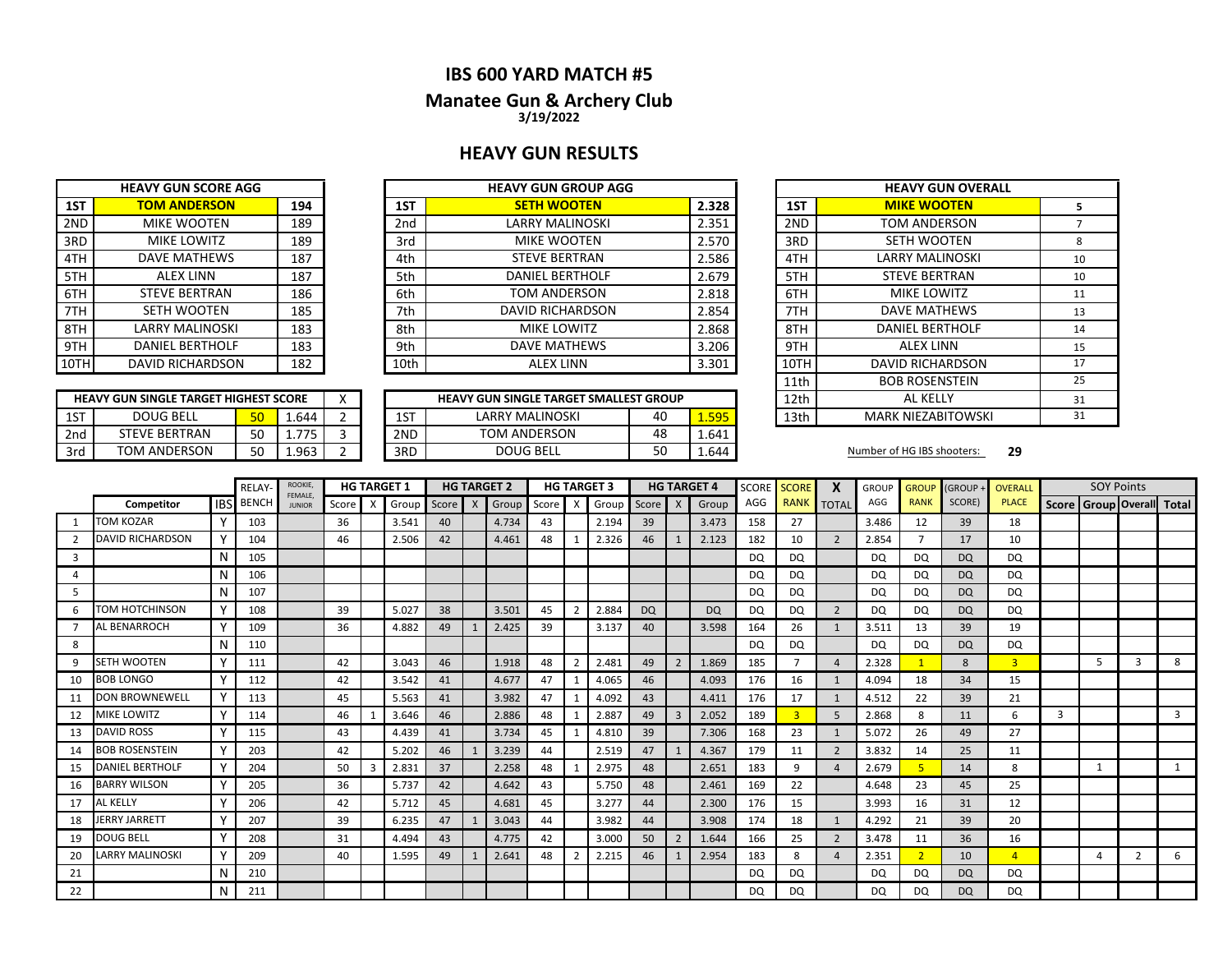# IBS 600 YARD MATCH #5

## Manatee Gun & Archery Club

**3/19/2022**

## HEAVY GUN RESULTS

| HEAVY GUN SCORE AGG | | |
|---|---|---|
| 1ST | TOM ANDERSON | 194 |
| 2ND | MIKE WOOTEN | 189 |
| 3RD | MIKE LOWITZ | 189 |
| 4TH | DAVE MATHEWS | 187 |
| 5TH | ALEX LINN | 187 |
| 6TH | STEVE BERTRAN | 186 |
| 7TH | SETH WOOTEN | 185 |
| 8TH | LARRY MALINOSKI | 183 |
| 9TH | DANIEL BERTHOLF | 183 |
| 10TH | DAVID RICHARDSON | 182 |

| HEAVY GUN GROUP AGG | | |
|---|---|---|
| 1ST | SETH WOOTEN | 2.328 |
| 2nd | LARRY MALINOSKI | 2.351 |
| 3rd | MIKE WOOTEN | 2.570 |
| 4th | STEVE BERTRAN | 2.586 |
| 5th | DANIEL BERTHOLF | 2.679 |
| 6th | TOM ANDERSON | 2.818 |
| 7th | DAVID RICHARDSON | 2.854 |
| 8th | MIKE LOWITZ | 2.868 |
| 9th | DAVE MATHEWS | 3.206 |
| 10th | ALEX LINN | 3.301 |

| HEAVY GUN OVERALL | | |
|---|---|---|
| 1ST | MIKE WOOTEN | 5 |
| 2ND | TOM ANDERSON | 7 |
| 3RD | SETH WOOTEN | 8 |
| 4TH | LARRY MALINOSKI | 10 |
| 5TH | STEVE BERTRAN | 10 |
| 6TH | MIKE LOWITZ | 11 |
| 7TH | DAVE MATHEWS | 13 |
| 8TH | DANIEL BERTHOLF | 14 |
| 9TH | ALEX LINN | 15 |
| 10TH | DAVID RICHARDSON | 17 |
| 11th | BOB ROSENSTEIN | 25 |
| 12th | AL KELLY | 31 |
| 13th | MARK NIEZABITOWSKI | 31 |

| HEAVY GUN SINGLE TARGET HIGHEST SCORE | | | | X |
|---|---|---|---|---|
| 1ST | DOUG BELL | 50 | 1.644 | 2 |
| 2nd | STEVE BERTRAN | 50 | 1.775 | 3 |
| 3rd | TOM ANDERSON | 50 | 1.963 | 2 |

| HEAVY GUN SINGLE TARGET SMALLEST GROUP | | | |
|---|---|---|---|
| 1ST | LARRY MALINOSKI | 40 | 1.595 |
| 2ND | TOM ANDERSON | 48 | 1.641 |
| 3RD | DOUG BELL | 50 | 1.644 |

Number of HG IBS shooters: **29**

| | | | RELAY-BENCH | ROOKIE, FEMALE, JUNIOR | HG TARGET 1 | | | HG TARGET 2 | | | HG TARGET 3 | | | HG TARGET 4 | | | SCORE AGG | SCORE RANK | X TOTAL | GROUP AGG | GROUP RANK | (GROUP + SCORE) | OVERALL PLACE | SOY Points | | | |
|---|---|---|---|---|---|---|---|---|---|---|---|---|---|---|---|---|---|---|---|---|---|---|---|---|---|---|---|
| | Competitor | IBS | | | Score | X | Group | Score | X | Group | Score | X | Group | Score | X | Group | | | | | | | | Score | Group | Overall | Total |
| 1 | TOM KOZAR | Y | 103 | | 36 | | 3.541 | 40 | | 4.734 | 43 | | 2.194 | 39 | | 3.473 | 158 | 27 | | 3.486 | 12 | 39 | 18 | | | | |
| 2 | DAVID RICHARDSON | Y | 104 | | 46 | | 2.506 | 42 | | 4.461 | 48 | 1 | 2.326 | 46 | 1 | 2.123 | 182 | 10 | 2 | 2.854 | 7 | 17 | 10 | | | | |
| 3 | | N | 105 | | | | | | | | | | | | | | DQ | DQ | | DQ | DQ | DQ | DQ | | | | |
| 4 | | N | 106 | | | | | | | | | | | | | | DQ | DQ | | DQ | DQ | DQ | DQ | | | | |
| 5 | | N | 107 | | | | | | | | | | | | | | DQ | DQ | | DQ | DQ | DQ | DQ | | | | |
| 6 | TOM HOTCHINSON | Y | 108 | | 39 | | 5.027 | 38 | | 3.501 | 45 | 2 | 2.884 | DQ | | DQ | DQ | DQ | 2 | DQ | DQ | DQ | DQ | | | | |
| 7 | AL BENARROCH | Y | 109 | | 36 | | 4.882 | 49 | 1 | 2.425 | 39 | | 3.137 | 40 | | 3.598 | 164 | 26 | 1 | 3.511 | 13 | 39 | 19 | | | | |
| 8 | | N | 110 | | | | | | | | | | | | | | DQ | DQ | | DQ | DQ | DQ | DQ | | | | |
| 9 | SETH WOOTEN | Y | 111 | | 42 | | 3.043 | 46 | | 1.918 | 48 | 2 | 2.481 | 49 | 2 | 1.869 | 185 | 7 | 4 | 2.328 | 1 | 8 | 3 | | 5 | 3 | 8 |
| 10 | BOB LONGO | Y | 112 | | 42 | | 3.542 | 41 | | 4.677 | 47 | 1 | 4.065 | 46 | | 4.093 | 176 | 16 | 1 | 4.094 | 18 | 34 | 15 | | | | |
| 11 | DON BROWNEWELL | Y | 113 | | 45 | | 5.563 | 41 | | 3.982 | 47 | 1 | 4.092 | 43 | | 4.411 | 176 | 17 | 1 | 4.512 | 22 | 39 | 21 | | | | |
| 12 | MIKE LOWITZ | Y | 114 | | 46 | 1 | 3.646 | 46 | | 2.886 | 48 | 1 | 2.887 | 49 | 3 | 2.052 | 189 | 3 | 5 | 2.868 | 8 | 11 | 6 | 3 | | | 3 |
| 13 | DAVID ROSS | Y | 115 | | 43 | | 4.439 | 41 | | 3.734 | 45 | 1 | 4.810 | 39 | | 7.306 | 168 | 23 | 1 | 5.072 | 26 | 49 | 27 | | | | |
| 14 | BOB ROSENSTEIN | Y | 203 | | 42 | | 5.202 | 46 | 1 | 3.239 | 44 | | 2.519 | 47 | 1 | 4.367 | 179 | 11 | 2 | 3.832 | 14 | 25 | 11 | | | | |
| 15 | DANIEL BERTHOLF | Y | 204 | | 50 | 3 | 2.831 | 37 | | 2.258 | 48 | 1 | 2.975 | 48 | | 2.651 | 183 | 9 | 4 | 2.679 | 5 | 14 | 8 | | 1 | | 1 |
| 16 | BARRY WILSON | Y | 205 | | 36 | | 5.737 | 42 | | 4.642 | 43 | | 5.750 | 48 | | 2.461 | 169 | 22 | | 4.648 | 23 | 45 | 25 | | | | |
| 17 | AL KELLY | Y | 206 | | 42 | | 5.712 | 45 | | 4.681 | 45 | | 3.277 | 44 | | 2.300 | 176 | 15 | | 3.993 | 16 | 31 | 12 | | | | |
| 18 | JERRY JARRETT | Y | 207 | | 39 | | 6.235 | 47 | 1 | 3.043 | 44 | | 3.982 | 44 | | 3.908 | 174 | 18 | 1 | 4.292 | 21 | 39 | 20 | | | | |
| 19 | DOUG BELL | Y | 208 | | 31 | | 4.494 | 43 | | 4.775 | 42 | | 3.000 | 50 | 2 | 1.644 | 166 | 25 | 2 | 3.478 | 11 | 36 | 16 | | | | |
| 20 | LARRY MALINOSKI | Y | 209 | | 40 | | 1.595 | 49 | 1 | 2.641 | 48 | 2 | 2.215 | 46 | 1 | 2.954 | 183 | 8 | 4 | 2.351 | 2 | 10 | 4 | | 4 | 2 | 6 |
| 21 | | N | 210 | | | | | | | | | | | | | | DQ | DQ | | DQ | DQ | DQ | DQ | | | | |
| 22 | | N | 211 | | | | | | | | | | | | | | DQ | DQ | | DQ | DQ | DQ | DQ | | | | |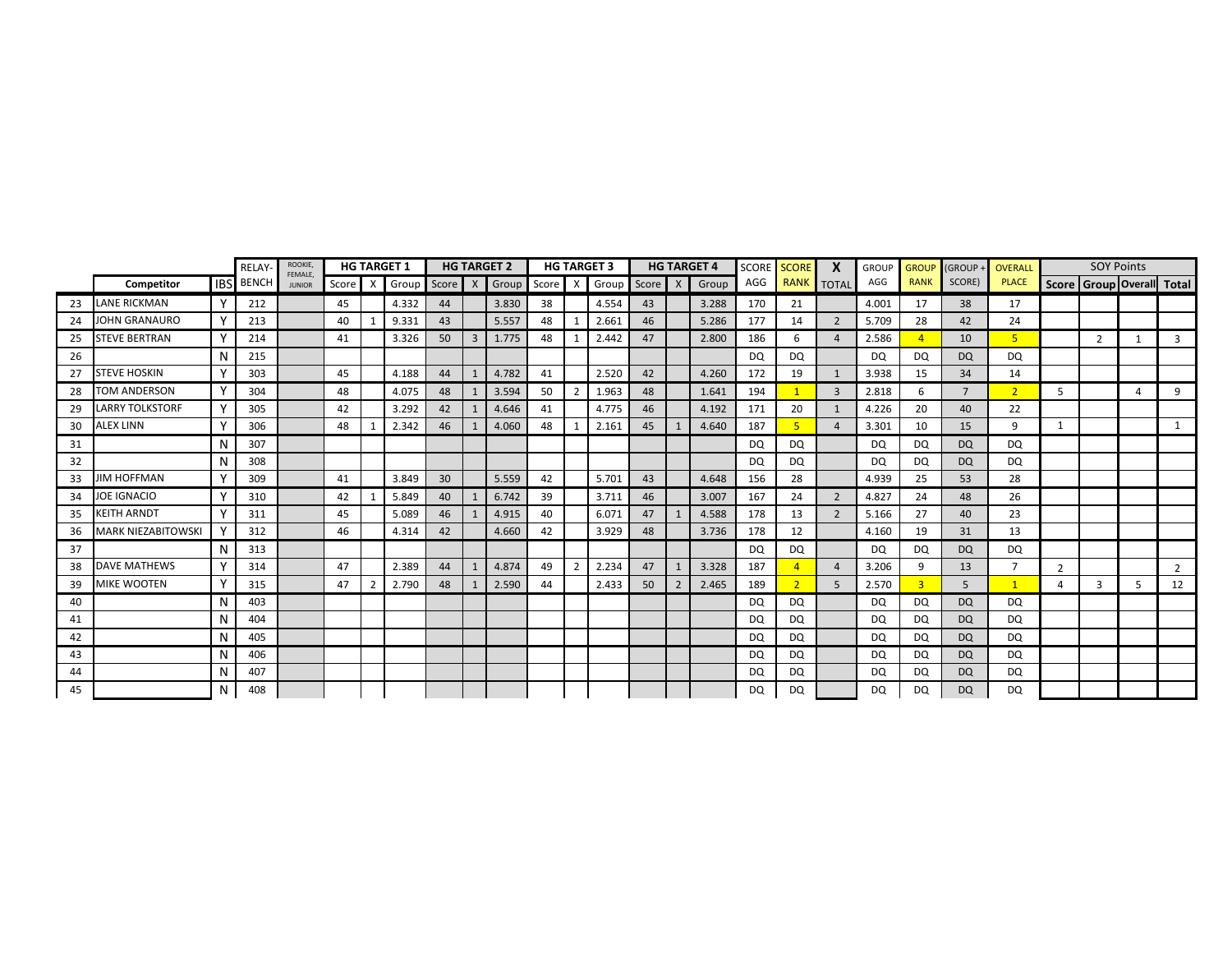| | Competitor | IBS | RELAY-BENCH | ROOKIE, FEMALE, JUNIOR | HG TARGET 1 | | | HG TARGET 2 | | | HG TARGET 3 | | | HG TARGET 4 | | | SCORE AGG | SCORE RANK | X TOTAL | GROUP AGG | GROUP RANK | (GROUP + SCORE) | OVERALL PLACE | SOY Points | | | |
|---|---|---|---|---|---|---|---|---|---|---|---|---|---|---|---|---|---|---|---|---|---|---|---|---|---|---|---|
| | | | | | Score | X | Group | Score | X | Group | Score | X | Group | Score | X | Group | | | | | | | | Score | Group | Overall | Total |
| 23 | LANE RICKMAN | Y | 212 | | 45 | | 4.332 | 44 | | 3.830 | 38 | | 4.554 | 43 | | 3.288 | 170 | 21 | | 4.001 | 17 | 38 | 17 | | | | |
| 24 | JOHN GRANAURO | Y | 213 | | 40 | 1 | 9.331 | 43 | | 5.557 | 48 | 1 | 2.661 | 46 | | 5.286 | 177 | 14 | 2 | 5.709 | 28 | 42 | 24 | | | | |
| 25 | STEVE BERTRAN | Y | 214 | | 41 | | 3.326 | 50 | 3 | 1.775 | 48 | 1 | 2.442 | 47 | | 2.800 | 186 | 6 | 4 | 2.586 | 4 | 10 | 5 | | 2 | 1 | 3 |
| 26 | | N | 215 | | | | | | | | | | | | | | DQ | DQ | | DQ | DQ | DQ | DQ | | | | |
| 27 | STEVE HOSKIN | Y | 303 | | 45 | | 4.188 | 44 | 1 | 4.782 | 41 | | 2.520 | 42 | | 4.260 | 172 | 19 | 1 | 3.938 | 15 | 34 | 14 | | | | |
| 28 | TOM ANDERSON | Y | 304 | | 48 | | 4.075 | 48 | 1 | 3.594 | 50 | 2 | 1.963 | 48 | | 1.641 | 194 | 1 | 3 | 2.818 | 6 | 7 | 2 | 5 | | 4 | 9 |
| 29 | LARRY TOLKSTORF | Y | 305 | | 42 | | 3.292 | 42 | 1 | 4.646 | 41 | | 4.775 | 46 | | 4.192 | 171 | 20 | 1 | 4.226 | 20 | 40 | 22 | | | | |
| 30 | ALEX LINN | Y | 306 | | 48 | 1 | 2.342 | 46 | 1 | 4.060 | 48 | 1 | 2.161 | 45 | 1 | 4.640 | 187 | 5 | 4 | 3.301 | 10 | 15 | 9 | 1 | | | 1 |
| 31 | | N | 307 | | | | | | | | | | | | | | DQ | DQ | | DQ | DQ | DQ | DQ | | | | |
| 32 | | N | 308 | | | | | | | | | | | | | | DQ | DQ | | DQ | DQ | DQ | DQ | | | | |
| 33 | JIM HOFFMAN | Y | 309 | | 41 | | 3.849 | 30 | | 5.559 | 42 | | 5.701 | 43 | | 4.648 | 156 | 28 | | 4.939 | 25 | 53 | 28 | | | | |
| 34 | JOE IGNACIO | Y | 310 | | 42 | 1 | 5.849 | 40 | 1 | 6.742 | 39 | | 3.711 | 46 | | 3.007 | 167 | 24 | 2 | 4.827 | 24 | 48 | 26 | | | | |
| 35 | KEITH ARNDT | Y | 311 | | 45 | | 5.089 | 46 | 1 | 4.915 | 40 | | 6.071 | 47 | 1 | 4.588 | 178 | 13 | 2 | 5.166 | 27 | 40 | 23 | | | | |
| 36 | MARK NIEZABITOWSKI | Y | 312 | | 46 | | 4.314 | 42 | | 4.660 | 42 | | 3.929 | 48 | | 3.736 | 178 | 12 | | 4.160 | 19 | 31 | 13 | | | | |
| 37 | | N | 313 | | | | | | | | | | | | | | DQ | DQ | | DQ | DQ | DQ | DQ | | | | |
| 38 | DAVE MATHEWS | Y | 314 | | 47 | | 2.389 | 44 | 1 | 4.874 | 49 | 2 | 2.234 | 47 | 1 | 3.328 | 187 | 4 | 4 | 3.206 | 9 | 13 | 7 | 2 | | | 2 |
| 39 | MIKE WOOTEN | Y | 315 | | 47 | 2 | 2.790 | 48 | 1 | 2.590 | 44 | | 2.433 | 50 | 2 | 2.465 | 189 | 2 | 5 | 2.570 | 3 | 5 | 1 | 4 | 3 | 5 | 12 |
| 40 | | N | 403 | | | | | | | | | | | | | | DQ | DQ | | DQ | DQ | DQ | DQ | | | | |
| 41 | | N | 404 | | | | | | | | | | | | | | DQ | DQ | | DQ | DQ | DQ | DQ | | | | |
| 42 | | N | 405 | | | | | | | | | | | | | | DQ | DQ | | DQ | DQ | DQ | DQ | | | | |
| 43 | | N | 406 | | | | | | | | | | | | | | DQ | DQ | | DQ | DQ | DQ | DQ | | | | |
| 44 | | N | 407 | | | | | | | | | | | | | | DQ | DQ | | DQ | DQ | DQ | DQ | | | | |
| 45 | | N | 408 | | | | | | | | | | | | | | DQ | DQ | | DQ | DQ | DQ | DQ | | | | |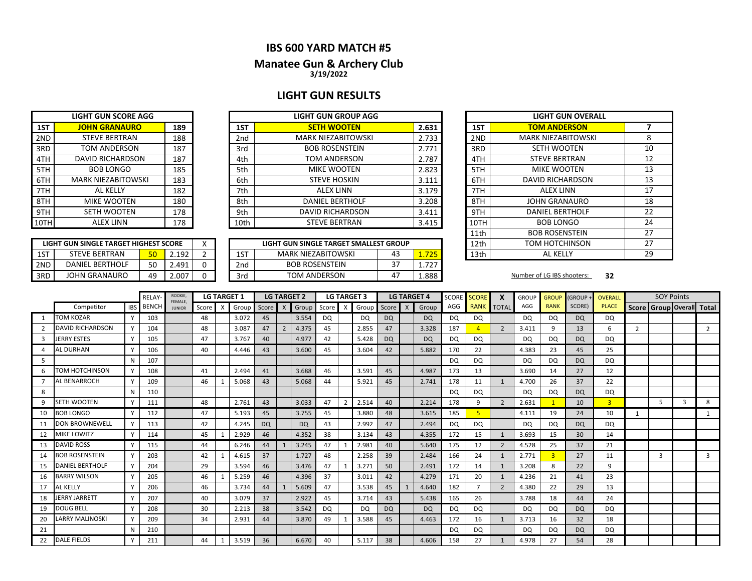# IBS 600 YARD MATCH #5

## Manatee Gun & Archery Club

**3/19/2022**

## LIGHT GUN RESULTS

| LIGHT GUN SCORE AGG | | |
|---|---|---|
| 1ST | JOHN GRANAURO | 189 |
| 2ND | STEVE BERTRAN | 188 |
| 3RD | TOM ANDERSON | 187 |
| 4TH | DAVID RICHARDSON | 187 |
| 5TH | BOB LONGO | 185 |
| 6TH | MARK NIEZABITOWSKI | 183 |
| 7TH | AL KELLY | 182 |
| 8TH | MIKE WOOTEN | 180 |
| 9TH | SETH WOOTEN | 178 |
| 10TH | ALEX LINN | 178 |

| LIGHT GUN GROUP AGG | | |
|---|---|---|
| 1ST | SETH WOOTEN | 2.631 |
| 2nd | MARK NIEZABITOWSKI | 2.733 |
| 3rd | BOB ROSENSTEIN | 2.771 |
| 4th | TOM ANDERSON | 2.787 |
| 5th | MIKE WOOTEN | 2.823 |
| 6th | STEVE HOSKIN | 3.111 |
| 7th | ALEX LINN | 3.179 |
| 8th | DANIEL BERTHOLF | 3.208 |
| 9th | DAVID RICHARDSON | 3.411 |
| 10th | STEVE BERTRAN | 3.415 |

| LIGHT GUN OVERALL | | |
|---|---|---|
| 1ST | TOM ANDERSON | 7 |
| 2ND | MARK NIEZABITOWSKI | 8 |
| 3RD | SETH WOOTEN | 10 |
| 4TH | STEVE BERTRAN | 12 |
| 5TH | MIKE WOOTEN | 13 |
| 6TH | DAVID RICHARDSON | 13 |
| 7TH | ALEX LINN | 17 |
| 8TH | JOHN GRANAURO | 18 |
| 9TH | DANIEL BERTHOLF | 22 |
| 10TH | BOB LONGO | 24 |
| 11th | BOB ROSENSTEIN | 27 |
| 12th | TOM HOTCHINSON | 27 |
| 13th | AL KELLY | 29 |

Number of LG IBS shooters: **32**

| LIGHT GUN SINGLE TARGET HIGHEST SCORE | | | | X |
|---|---|---|---|---|
| 1ST | STEVE BERTRAN | 50 | 2.192 | 2 |
| 2ND | DANIEL BERTHOLF | 50 | 2.491 | 0 |
| 3RD | JOHN GRANAURO | 49 | 2.007 | 0 |

| LIGHT GUN SINGLE TARGET SMALLEST GROUP | | | |
|---|---|---|---|
| 1ST | MARK NIEZABITOWSKI | 43 | 1.725 |
| 2nd | BOB ROSENSTEIN | 37 | 1.727 |
| 3rd | TOM ANDERSON | 47 | 1.888 |

| | Competitor | IBS | RELAY-BENCH | ROOKIE, FEMALE, JUNIOR | LG TARGET 1 Score | X | Group | LG TARGET 2 Score | X | Group | LG TARGET 3 Score | X | Group | LG TARGET 4 Score | X | Group | SCORE AGG | SCORE RANK | X TOTAL | GROUP AGG | GROUP RANK | (GROUP + SCORE) | OVERALL PLACE | SOY Points Score | Group | Overall | Total |
|---|---|---|---|---|---|---|---|---|---|---|---|---|---|---|---|---|---|---|---|---|---|---|---|---|---|---|---|
| 1 | TOM KOZAR | Y | 103 | | 48 | | 3.072 | 45 | | 3.554 | DQ | | DQ | DQ | | DQ | DQ | DQ | | DQ | DQ | DQ | DQ | | | | |
| 2 | DAVID RICHARDSON | Y | 104 | | 48 | | 3.087 | 47 | 2 | 4.375 | 45 | | 2.855 | 47 | | 3.328 | 187 | 4 | 2 | 3.411 | 9 | 13 | 6 | 2 | | | 2 |
| 3 | JERRY ESTES | Y | 105 | | 47 | | 3.767 | 40 | | 4.977 | 42 | | 5.428 | DQ | | DQ | DQ | DQ | | DQ | DQ | DQ | DQ | | | | |
| 4 | AL DURHAN | Y | 106 | | 40 | | 4.446 | 43 | | 3.600 | 45 | | 3.604 | 42 | | 5.882 | 170 | 22 | | 4.383 | 23 | 45 | 25 | | | | |
| 5 | | N | 107 | | | | | | | | | | | | | | DQ | DQ | | DQ | DQ | DQ | DQ | | | | |
| 6 | TOM HOTCHINSON | Y | 108 | | 41 | | 2.494 | 41 | | 3.688 | 46 | | 3.591 | 45 | | 4.987 | 173 | 13 | | 3.690 | 14 | 27 | 12 | | | | |
| 7 | AL BENARROCH | Y | 109 | | 46 | 1 | 5.068 | 43 | | 5.068 | 44 | | 5.921 | 45 | | 2.741 | 178 | 11 | 1 | 4.700 | 26 | 37 | 22 | | | | |
| 8 | | N | 110 | | | | | | | | | | | | | | DQ | DQ | | DQ | DQ | DQ | DQ | | | | |
| 9 | SETH WOOTEN | Y | 111 | | 48 | | 2.761 | 43 | | 3.033 | 47 | 2 | 2.514 | 40 | | 2.214 | 178 | 9 | 2 | 2.631 | 1 | 10 | 3 | | 5 | 3 | 8 |
| 10 | BOB LONGO | Y | 112 | | 47 | | 5.193 | 45 | | 3.755 | 45 | | 3.880 | 48 | | 3.615 | 185 | 5 | | 4.111 | 19 | 24 | 10 | 1 | | | 1 |
| 11 | DON BROWNEWELL | Y | 113 | | 42 | | 4.245 | DQ | | DQ | 43 | | 2.992 | 47 | | 2.494 | DQ | DQ | | DQ | DQ | DQ | DQ | | | | |
| 12 | MIKE LOWITZ | Y | 114 | | 45 | 1 | 2.929 | 46 | | 4.352 | 38 | | 3.134 | 43 | | 4.355 | 172 | 15 | 1 | 3.693 | 15 | 30 | 14 | | | | |
| 13 | DAVID ROSS | Y | 115 | | 44 | | 6.246 | 44 | 1 | 3.245 | 47 | 1 | 2.981 | 40 | | 5.640 | 175 | 12 | 2 | 4.528 | 25 | 37 | 21 | | | | |
| 14 | BOB ROSENSTEIN | Y | 203 | | 42 | 1 | 4.615 | 37 | | 1.727 | 48 | | 2.258 | 39 | | 2.484 | 166 | 24 | 1 | 2.771 | 3 | 27 | 11 | | 3 | | 3 |
| 15 | DANIEL BERTHOLF | Y | 204 | | 29 | | 3.594 | 46 | | 3.476 | 47 | 1 | 3.271 | 50 | | 2.491 | 172 | 14 | 1 | 3.208 | 8 | 22 | 9 | | | | |
| 16 | BARRY WILSON | Y | 205 | | 46 | 1 | 5.259 | 46 | | 4.396 | 37 | | 3.011 | 42 | | 4.279 | 171 | 20 | 1 | 4.236 | 21 | 41 | 23 | | | | |
| 17 | AL KELLY | Y | 206 | | 46 | | 3.734 | 44 | 1 | 5.609 | 47 | | 3.538 | 45 | 1 | 4.640 | 182 | 7 | 2 | 4.380 | 22 | 29 | 13 | | | | |
| 18 | JERRY JARRETT | Y | 207 | | 40 | | 3.079 | 37 | | 2.922 | 45 | | 3.714 | 43 | | 5.438 | 165 | 26 | | 3.788 | 18 | 44 | 24 | | | | |
| 19 | DOUG BELL | Y | 208 | | 30 | | 2.213 | 38 | | 3.542 | DQ | | DQ | DQ | | DQ | DQ | DQ | | DQ | DQ | DQ | DQ | | | | |
| 20 | LARRY MALINOSKI | Y | 209 | | 34 | | 2.931 | 44 | | 3.870 | 49 | 1 | 3.588 | 45 | | 4.463 | 172 | 16 | 1 | 3.713 | 16 | 32 | 18 | | | | |
| 21 | | N | 210 | | | | | | | | | | | | | | DQ | DQ | | DQ | DQ | DQ | DQ | | | | |
| 22 | DALE FIELDS | Y | 211 | | 44 | 1 | 3.519 | 36 | | 6.670 | 40 | | 5.117 | 38 | | 4.606 | 158 | 27 | 1 | 4.978 | 27 | 54 | 28 | | | | |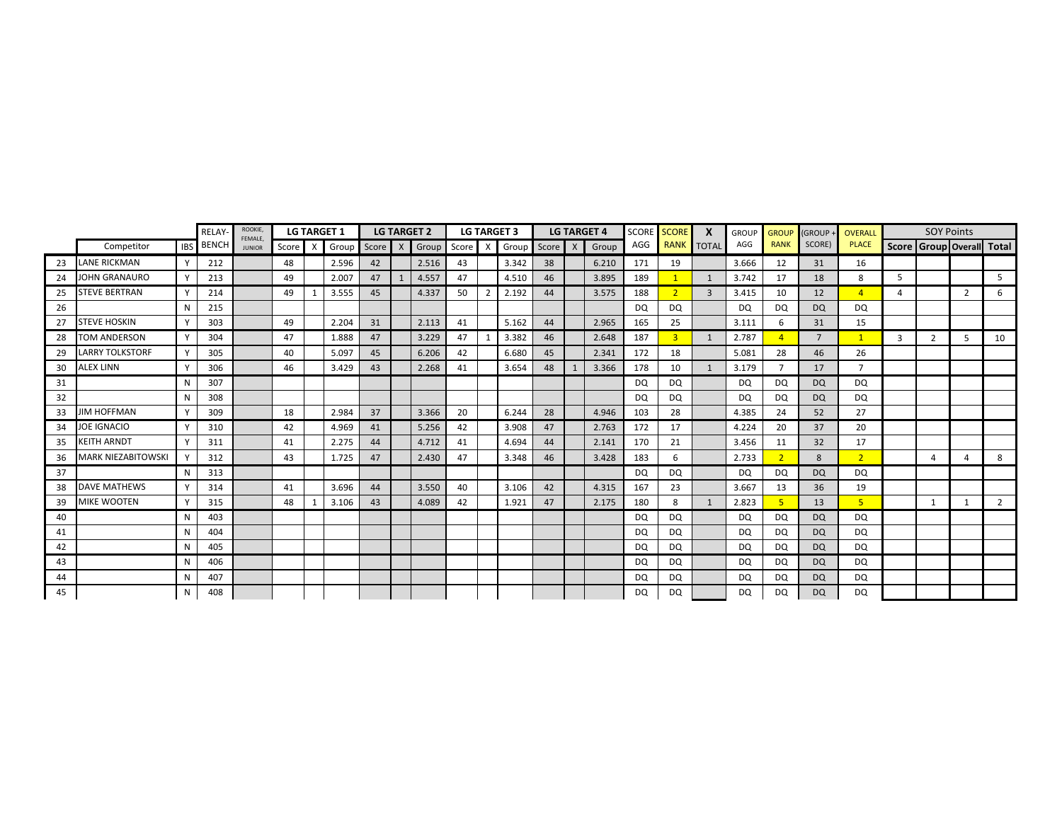| | Competitor | IBS | RELAY-BENCH | ROOKIE, FEMALE, JUNIOR | LG TARGET 1 | | | LG TARGET 2 | | | LG TARGET 3 | | | LG TARGET 4 | | | SCORE AGG | SCORE RANK | X TOTAL | GROUP AGG | GROUP RANK | (GROUP + SCORE) | OVERALL PLACE | SOY Points | | | |
|---|---|---|---|---|---|---|---|---|---|---|---|---|---|---|---|---|---|---|---|---|---|---|---|---|---|---|---|
| | | | | | Score | X | Group | Score | X | Group | Score | X | Group | Score | X | Group | | | | | | | | Score | Group | Overall | Total |
| 23 | LANE RICKMAN | Y | 212 | | 48 | | 2.596 | 42 | | 2.516 | 43 | | 3.342 | 38 | | 6.210 | 171 | 19 | | 3.666 | 12 | 31 | 16 | | | | |
| 24 | JOHN GRANAURO | Y | 213 | | 49 | | 2.007 | 47 | 1 | 4.557 | 47 | | 4.510 | 46 | | 3.895 | 189 | 1 | 1 | 3.742 | 17 | 18 | 8 | 5 | | | 5 |
| 25 | STEVE BERTRAN | Y | 214 | | 49 | 1 | 3.555 | 45 | | 4.337 | 50 | 2 | 2.192 | 44 | | 3.575 | 188 | 2 | 3 | 3.415 | 10 | 12 | 4 | 4 | | 2 | 6 |
| 26 | | N | 215 | | | | | | | | | | | | | | DQ | DQ | | DQ | DQ | DQ | DQ | | | | |
| 27 | STEVE HOSKIN | Y | 303 | | 49 | | 2.204 | 31 | | 2.113 | 41 | | 5.162 | 44 | | 2.965 | 165 | 25 | | 3.111 | 6 | 31 | 15 | | | | |
| 28 | TOM ANDERSON | Y | 304 | | 47 | | 1.888 | 47 | | 3.229 | 47 | 1 | 3.382 | 46 | | 2.648 | 187 | 3 | 1 | 2.787 | 4 | 7 | 1 | 3 | 2 | 5 | 10 |
| 29 | LARRY TOLKSTORF | Y | 305 | | 40 | | 5.097 | 45 | | 6.206 | 42 | | 6.680 | 45 | | 2.341 | 172 | 18 | | 5.081 | 28 | 46 | 26 | | | | |
| 30 | ALEX LINN | Y | 306 | | 46 | | 3.429 | 43 | | 2.268 | 41 | | 3.654 | 48 | 1 | 3.366 | 178 | 10 | 1 | 3.179 | 7 | 17 | 7 | | | | |
| 31 | | N | 307 | | | | | | | | | | | | | | DQ | DQ | | DQ | DQ | DQ | DQ | | | | |
| 32 | | N | 308 | | | | | | | | | | | | | | DQ | DQ | | DQ | DQ | DQ | DQ | | | | |
| 33 | JIM HOFFMAN | Y | 309 | | 18 | | 2.984 | 37 | | 3.366 | 20 | | 6.244 | 28 | | 4.946 | 103 | 28 | | 4.385 | 24 | 52 | 27 | | | | |
| 34 | JOE IGNACIO | Y | 310 | | 42 | | 4.969 | 41 | | 5.256 | 42 | | 3.908 | 47 | | 2.763 | 172 | 17 | | 4.224 | 20 | 37 | 20 | | | | |
| 35 | KEITH ARNDT | Y | 311 | | 41 | | 2.275 | 44 | | 4.712 | 41 | | 4.694 | 44 | | 2.141 | 170 | 21 | | 3.456 | 11 | 32 | 17 | | | | |
| 36 | MARK NIEZABITOWSKI | Y | 312 | | 43 | | 1.725 | 47 | | 2.430 | 47 | | 3.348 | 46 | | 3.428 | 183 | 6 | | 2.733 | 2 | 8 | 2 | | 4 | 4 | 8 |
| 37 | | N | 313 | | | | | | | | | | | | | | DQ | DQ | | DQ | DQ | DQ | DQ | | | | |
| 38 | DAVE MATHEWS | Y | 314 | | 41 | | 3.696 | 44 | | 3.550 | 40 | | 3.106 | 42 | | 4.315 | 167 | 23 | | 3.667 | 13 | 36 | 19 | | | | |
| 39 | MIKE WOOTEN | Y | 315 | | 48 | 1 | 3.106 | 43 | | 4.089 | 42 | | 1.921 | 47 | | 2.175 | 180 | 8 | 1 | 2.823 | 5 | 13 | 5 | | 1 | 1 | 2 |
| 40 | | N | 403 | | | | | | | | | | | | | | DQ | DQ | | DQ | DQ | DQ | DQ | | | | |
| 41 | | N | 404 | | | | | | | | | | | | | | DQ | DQ | | DQ | DQ | DQ | DQ | | | | |
| 42 | | N | 405 | | | | | | | | | | | | | | DQ | DQ | | DQ | DQ | DQ | DQ | | | | |
| 43 | | N | 406 | | | | | | | | | | | | | | DQ | DQ | | DQ | DQ | DQ | DQ | | | | |
| 44 | | N | 407 | | | | | | | | | | | | | | DQ | DQ | | DQ | DQ | DQ | DQ | | | | |
| 45 | | N | 408 | | | | | | | | | | | | | | DQ | DQ | | DQ | DQ | DQ | DQ | | | | |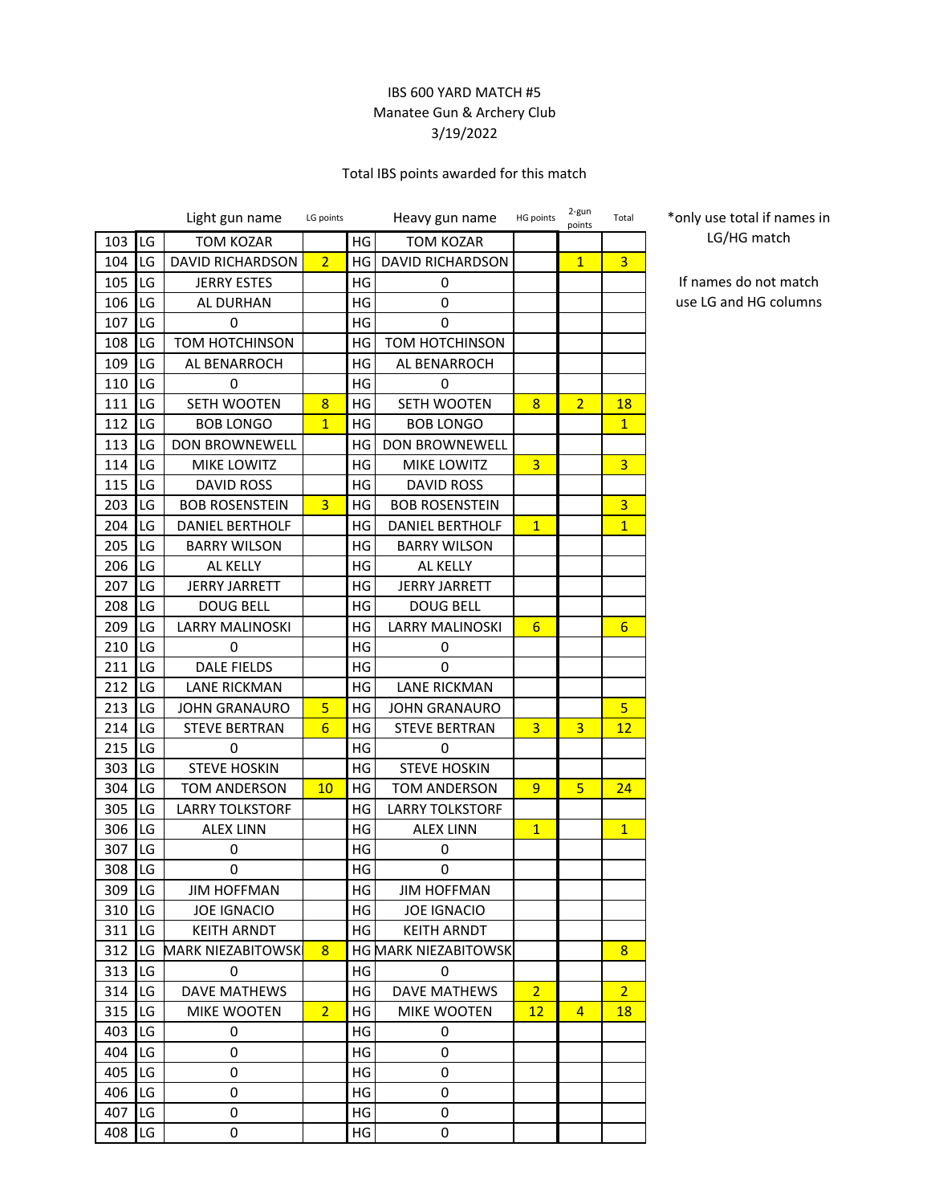IBS 600 YARD MATCH #5
Manatee Gun & Archery Club
3/19/2022

Total IBS points awarded for this match

| | | Light gun name | LG points | | Heavy gun name | HG points | 2-gun points | Total |
|---|---|---|---|---|---|---|---|---|
| 103 | LG | TOM KOZAR | | HG | TOM KOZAR | | | |
| 104 | LG | DAVID RICHARDSON | 2 | HG | DAVID RICHARDSON | | 1 | 3 |
| 105 | LG | JERRY ESTES | | HG | 0 | | | |
| 106 | LG | AL DURHAN | | HG | 0 | | | |
| 107 | LG | 0 | | HG | 0 | | | |
| 108 | LG | TOM HOTCHINSON | | HG | TOM HOTCHINSON | | | |
| 109 | LG | AL BENARROCH | | HG | AL BENARROCH | | | |
| 110 | LG | 0 | | HG | 0 | | | |
| 111 | LG | SETH WOOTEN | 8 | HG | SETH WOOTEN | 8 | 2 | 18 |
| 112 | LG | BOB LONGO | 1 | HG | BOB LONGO | | | 1 |
| 113 | LG | DON BROWNEWELL | | HG | DON BROWNEWELL | | | |
| 114 | LG | MIKE LOWITZ | | HG | MIKE LOWITZ | 3 | | 3 |
| 115 | LG | DAVID ROSS | | HG | DAVID ROSS | | | |
| 203 | LG | BOB ROSENSTEIN | 3 | HG | BOB ROSENSTEIN | | | 3 |
| 204 | LG | DANIEL BERTHOLF | | HG | DANIEL BERTHOLF | 1 | | 1 |
| 205 | LG | BARRY WILSON | | HG | BARRY WILSON | | | |
| 206 | LG | AL KELLY | | HG | AL KELLY | | | |
| 207 | LG | JERRY JARRETT | | HG | JERRY JARRETT | | | |
| 208 | LG | DOUG BELL | | HG | DOUG BELL | | | |
| 209 | LG | LARRY MALINOSKI | | HG | LARRY MALINOSKI | 6 | | 6 |
| 210 | LG | 0 | | HG | 0 | | | |
| 211 | LG | DALE FIELDS | | HG | 0 | | | |
| 212 | LG | LANE RICKMAN | | HG | LANE RICKMAN | | | |
| 213 | LG | JOHN GRANAURO | 5 | HG | JOHN GRANAURO | | | 5 |
| 214 | LG | STEVE BERTRAN | 6 | HG | STEVE BERTRAN | 3 | 3 | 12 |
| 215 | LG | 0 | | HG | 0 | | | |
| 303 | LG | STEVE HOSKIN | | HG | STEVE HOSKIN | | | |
| 304 | LG | TOM ANDERSON | 10 | HG | TOM ANDERSON | 9 | 5 | 24 |
| 305 | LG | LARRY TOLKSTORF | | HG | LARRY TOLKSTORF | | | |
| 306 | LG | ALEX LINN | | HG | ALEX LINN | 1 | | 1 |
| 307 | LG | 0 | | HG | 0 | | | |
| 308 | LG | 0 | | HG | 0 | | | |
| 309 | LG | JIM HOFFMAN | | HG | JIM HOFFMAN | | | |
| 310 | LG | JOE IGNACIO | | HG | JOE IGNACIO | | | |
| 311 | LG | KEITH ARNDT | | HG | KEITH ARNDT | | | |
| 312 | LG | MARK NIEZABITOWSK | 8 | HG | MARK NIEZABITOWSK | | | 8 |
| 313 | LG | 0 | | HG | 0 | | | |
| 314 | LG | DAVE MATHEWS | | HG | DAVE MATHEWS | 2 | | 2 |
| 315 | LG | MIKE WOOTEN | 2 | HG | MIKE WOOTEN | 12 | 4 | 18 |
| 403 | LG | 0 | | HG | 0 | | | |
| 404 | LG | 0 | | HG | 0 | | | |
| 405 | LG | 0 | | HG | 0 | | | |
| 406 | LG | 0 | | HG | 0 | | | |
| 407 | LG | 0 | | HG | 0 | | | |
| 408 | LG | 0 | | HG | 0 | | | |

*only use total if names in LG/HG match

If names do not match use LG and HG columns